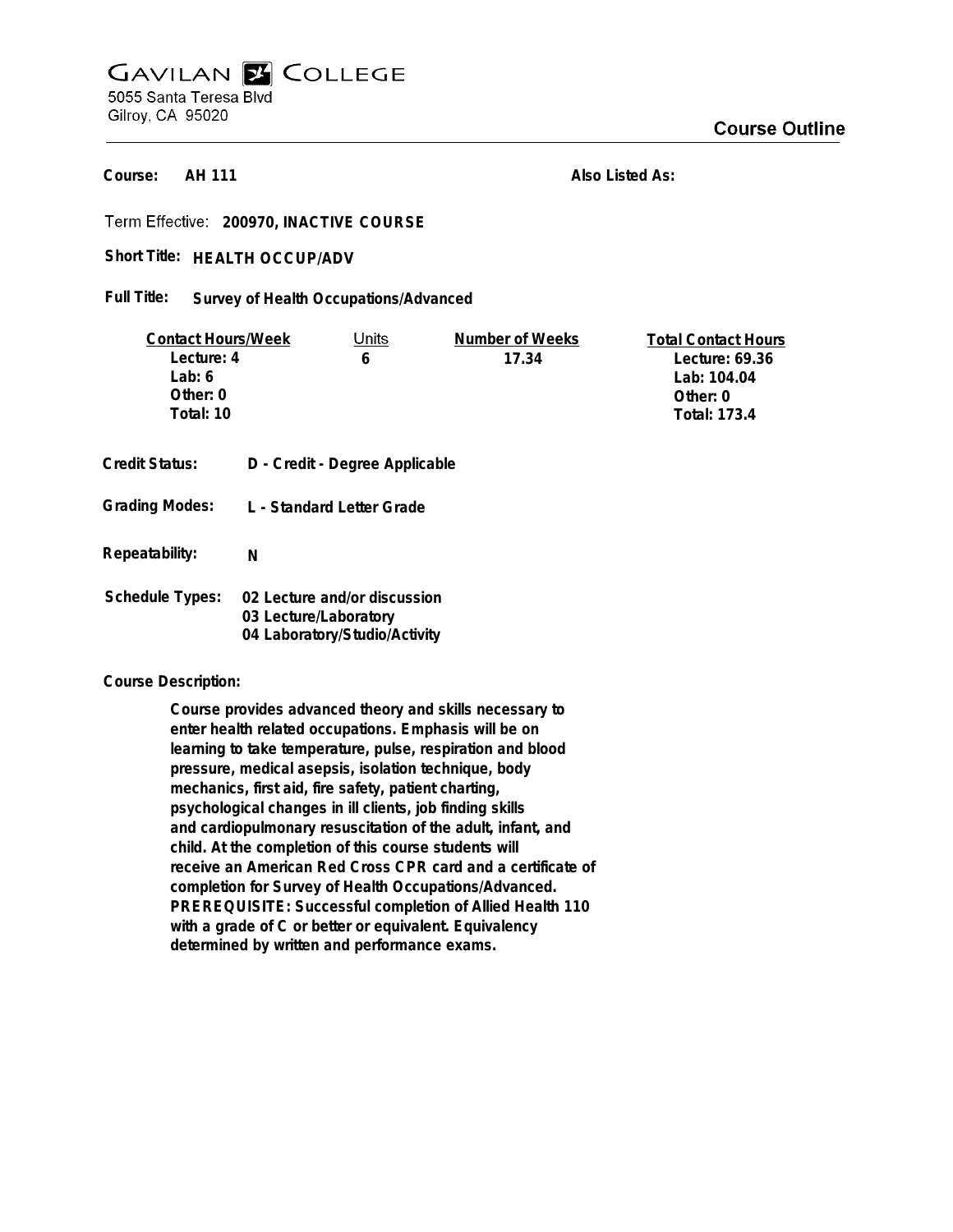# GAVILAN COLLEGE

5055 Santa Teresa Blvd
Gilroy, CA 95020

## Course Outline

**Course:** AH 111

**Also Listed As:**

**Term Effective:** 200970, INACTIVE COURSE

**Short Title:** HEALTH OCCUP/ADV

**Full Title:** Survey of Health Occupations/Advanced

| Contact Hours/Week | Units | Number of Weeks | Total Contact Hours |
|---|---|---|---|
| Lecture: 4 | 6 | 17.34 | Lecture: 69.36 |
| Lab: 6 | | | Lab: 104.04 |
| Other: 0 | | | Other: 0 |
| Total: 10 | | | Total: 173.4 |

**Credit Status:** D - Credit - Degree Applicable

**Grading Modes:** L - Standard Letter Grade

**Repeatability:** N

**Schedule Types:**
02 Lecture and/or discussion
03 Lecture/Laboratory
04 Laboratory/Studio/Activity

**Course Description:**

Course provides advanced theory and skills necessary to enter health related occupations. Emphasis will be on learning to take temperature, pulse, respiration and blood pressure, medical asepsis, isolation technique, body mechanics, first aid, fire safety, patient charting, psychological changes in ill clients, job finding skills and cardiopulmonary resuscitation of the adult, infant, and child. At the completion of this course students will receive an American Red Cross CPR card and a certificate of completion for Survey of Health Occupations/Advanced. PREREQUISITE: Successful completion of Allied Health 110 with a grade of C or better or equivalent. Equivalency determined by written and performance exams.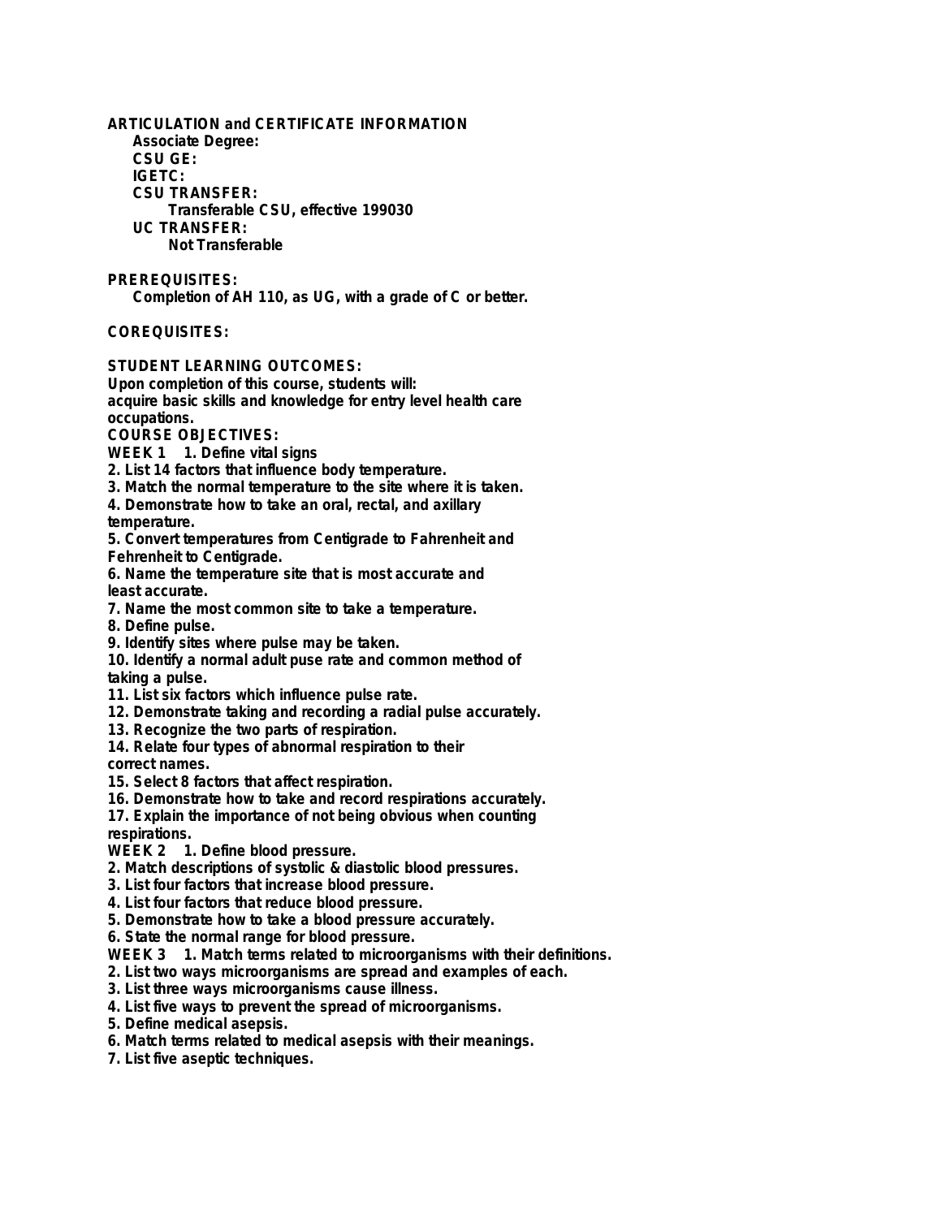**ARTICULATION and CERTIFICATE INFORMATION**

**Associate Degree:**

**CSU GE:**

**IGETC:**

**CSU TRANSFER:**

**Transferable CSU, effective 199030**

**UC TRANSFER:**

**Not Transferable**

**PREREQUISITES:**

**Completion of AH 110, as UG, with a grade of C or better.**

**COREQUISITES:**

**STUDENT LEARNING OUTCOMES:**

**Upon completion of this course, students will:**
**acquire basic skills and knowledge for entry level health care occupations.**

**COURSE OBJECTIVES:**

**WEEK 1 1. Define vital signs**
**2. List 14 factors that influence body temperature.**
**3. Match the normal temperature to the site where it is taken.**
**4. Demonstrate how to take an oral, rectal, and axillary temperature.**
**5. Convert temperatures from Centigrade to Fahrenheit and Fehrenheit to Centigrade.**
**6. Name the temperature site that is most accurate and least accurate.**
**7. Name the most common site to take a temperature.**
**8. Define pulse.**
**9. Identify sites where pulse may be taken.**
**10. Identify a normal adult puse rate and common method of taking a pulse.**
**11. List six factors which influence pulse rate.**
**12. Demonstrate taking and recording a radial pulse accurately.**
**13. Recognize the two parts of respiration.**
**14. Relate four types of abnormal respiration to their correct names.**
**15. Select 8 factors that affect respiration.**
**16. Demonstrate how to take and record respirations accurately.**
**17. Explain the importance of not being obvious when counting respirations.**

**WEEK 2 1. Define blood pressure.**
**2. Match descriptions of systolic & diastolic blood pressures.**
**3. List four factors that increase blood pressure.**
**4. List four factors that reduce blood pressure.**
**5. Demonstrate how to take a blood pressure accurately.**
**6. State the normal range for blood pressure.**

**WEEK 3 1. Match terms related to microorganisms with their definitions.**
**2. List two ways microorganisms are spread and examples of each.**
**3. List three ways microorganisms cause illness.**
**4. List five ways to prevent the spread of microorganisms.**
**5. Define medical asepsis.**
**6. Match terms related to medical asepsis with their meanings.**
**7. List five aseptic techniques.**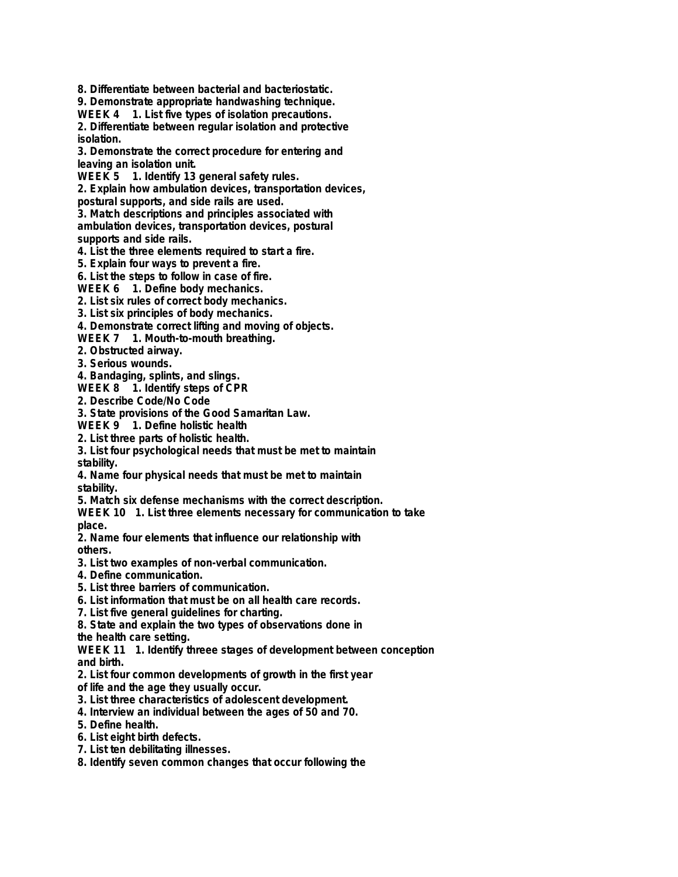**8. Differentiate between bacterial and bacteriostatic.**
**9. Demonstrate appropriate handwashing technique.**
**WEEK 4 1. List five types of isolation precautions.**
**2. Differentiate between regular isolation and protective isolation.**
**3. Demonstrate the correct procedure for entering and leaving an isolation unit.**
**WEEK 5 1. Identify 13 general safety rules.**
**2. Explain how ambulation devices, transportation devices, postural supports, and side rails are used.**
**3. Match descriptions and principles associated with ambulation devices, transportation devices, postural supports and side rails.**
**4. List the three elements required to start a fire.**
**5. Explain four ways to prevent a fire.**
**6. List the steps to follow in case of fire.**
**WEEK 6 1. Define body mechanics.**
**2. List six rules of correct body mechanics.**
**3. List six principles of body mechanics.**
**4. Demonstrate correct lifting and moving of objects.**
**WEEK 7 1. Mouth-to-mouth breathing.**
**2. Obstructed airway.**
**3. Serious wounds.**
**4. Bandaging, splints, and slings.**
**WEEK 8 1. Identify steps of CPR**
**2. Describe Code/No Code**
**3. State provisions of the Good Samaritan Law.**
**WEEK 9 1. Define holistic health**
**2. List three parts of holistic health.**
**3. List four psychological needs that must be met to maintain stability.**
**4. Name four physical needs that must be met to maintain stability.**
**5. Match six defense mechanisms with the correct description.**
**WEEK 10 1. List three elements necessary for communication to take place.**
**2. Name four elements that influence our relationship with others.**
**3. List two examples of non-verbal communication.**
**4. Define communication.**
**5. List three barriers of communication.**
**6. List information that must be on all health care records.**
**7. List five general guidelines for charting.**
**8. State and explain the two types of observations done in the health care setting.**
**WEEK 11 1. Identify threee stages of development between conception and birth.**
**2. List four common developments of growth in the first year of life and the age they usually occur.**
**3. List three characteristics of adolescent development.**
**4. Interview an individual between the ages of 50 and 70.**
**5. Define health.**
**6. List eight birth defects.**
**7. List ten debilitating illnesses.**
**8. Identify seven common changes that occur following the**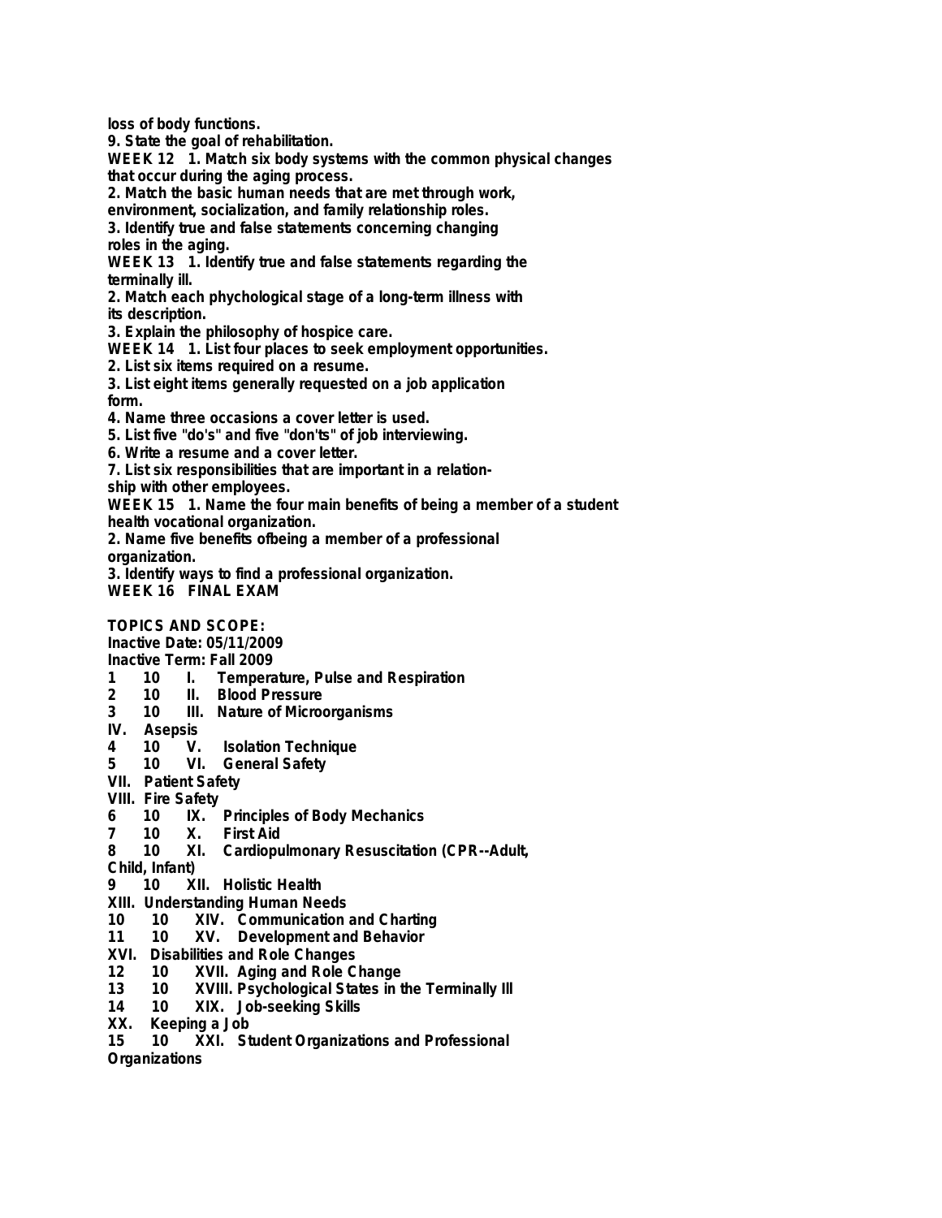loss of body functions.

9. State the goal of rehabilitation.

WEEK 12 1. Match six body systems with the common physical changes that occur during the aging process.

2. Match the basic human needs that are met through work, environment, socialization, and family relationship roles.

3. Identify true and false statements concerning changing roles in the aging.

WEEK 13 1. Identify true and false statements regarding the terminally ill.

2. Match each phychological stage of a long-term illness with its description.

3. Explain the philosophy of hospice care.

WEEK 14 1. List four places to seek employment opportunities.

2. List six items required on a resume.

3. List eight items generally requested on a job application form.

4. Name three occasions a cover letter is used.

5. List five "do's" and five "don'ts" of job interviewing.

6. Write a resume and a cover letter.

7. List six responsibilities that are important in a relationship with other employees.

WEEK 15 1. Name the four main benefits of being a member of a student health vocational organization.

2. Name five benefits ofbeing a member of a professional organization.

3. Identify ways to find a professional organization.

WEEK 16 FINAL EXAM

**TOPICS AND SCOPE:**

Inactive Date: 05/11/2009

Inactive Term: Fall 2009

1 10 I. Temperature, Pulse and Respiration

2 10 II. Blood Pressure

3 10 III. Nature of Microorganisms

IV. Asepsis

4 10 V. Isolation Technique

5 10 VI. General Safety

VII. Patient Safety

VIII. Fire Safety

6 10 IX. Principles of Body Mechanics

7 10 X. First Aid

8 10 XI. Cardiopulmonary Resuscitation (CPR--Adult, Child, Infant)

9 10 XII. Holistic Health

XIII. Understanding Human Needs

10 10 XIV. Communication and Charting

11 10 XV. Development and Behavior

XVI. Disabilities and Role Changes

12 10 XVII. Aging and Role Change

13 10 XVIII. Psychological States in the Terminally Ill

14 10 XIX. Job-seeking Skills

XX. Keeping a Job

15 10 XXI. Student Organizations and Professional Organizations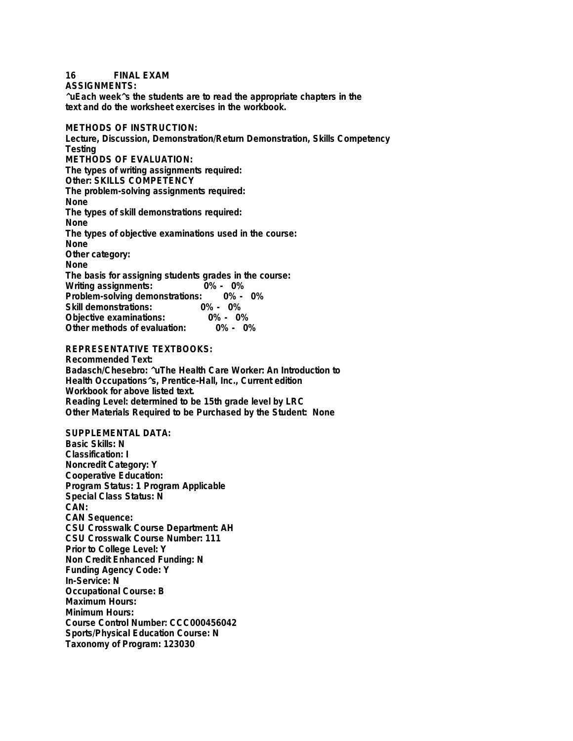16 FINAL EXAM

**ASSIGNMENTS:**

^uEach week^s the students are to read the appropriate chapters in the text and do the worksheet exercises in the workbook.

**METHODS OF INSTRUCTION:**

Lecture, Discussion, Demonstration/Return Demonstration, Skills Competency Testing

**METHODS OF EVALUATION:**

The types of writing assignments required:
Other: SKILLS COMPETENCY
The problem-solving assignments required:
None
The types of skill demonstrations required:
None
The types of objective examinations used in the course:
None
Other category:
None
The basis for assigning students grades in the course:
Writing assignments: 0% - 0%
Problem-solving demonstrations: 0% - 0%
Skill demonstrations: 0% - 0%
Objective examinations: 0% - 0%
Other methods of evaluation: 0% - 0%

**REPRESENTATIVE TEXTBOOKS:**

Recommended Text:
Badasch/Chesebro: ^uThe Health Care Worker: An Introduction to Health Occupations^s, Prentice-Hall, Inc., Current edition
Workbook for above listed text.
Reading Level: determined to be 15th grade level by LRC
Other Materials Required to be Purchased by the Student: None

**SUPPLEMENTAL DATA:**

Basic Skills: N
Classification: I
Noncredit Category: Y
Cooperative Education:
Program Status: 1 Program Applicable
Special Class Status: N
CAN:
CAN Sequence:
CSU Crosswalk Course Department: AH
CSU Crosswalk Course Number: 111
Prior to College Level: Y
Non Credit Enhanced Funding: N
Funding Agency Code: Y
In-Service: N
Occupational Course: B
Maximum Hours:
Minimum Hours:
Course Control Number: CCC000456042
Sports/Physical Education Course: N
Taxonomy of Program: 123030